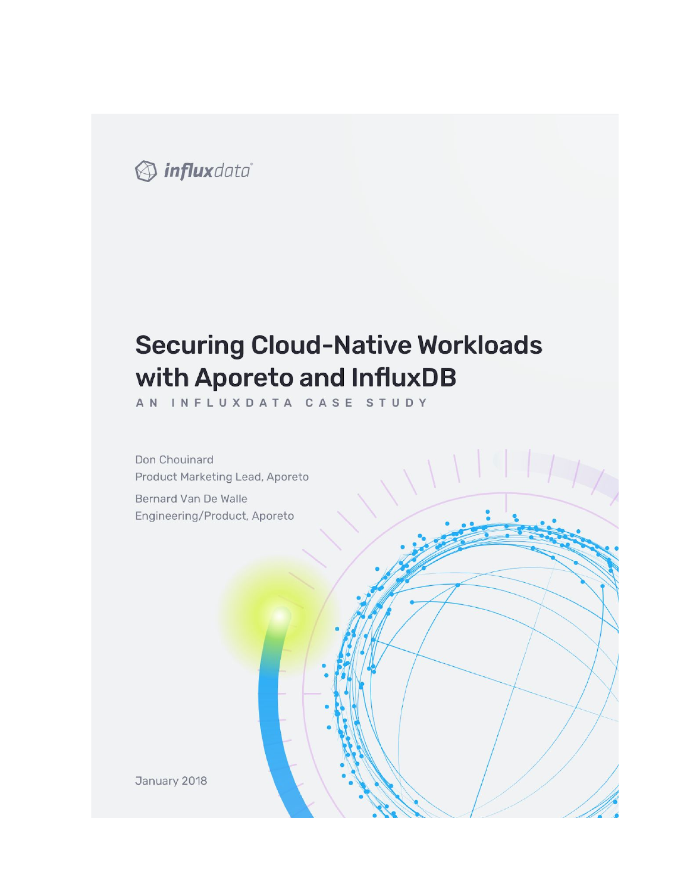influxdata

# Securing Cloud-Native Workloads with Aporeto and InfluxDB

AN INFLUXDATA CASE STUDY

Don Chouinard
Product Marketing Lead, Aporeto

Bernard Van De Walle
Engineering/Product, Aporeto

January 2018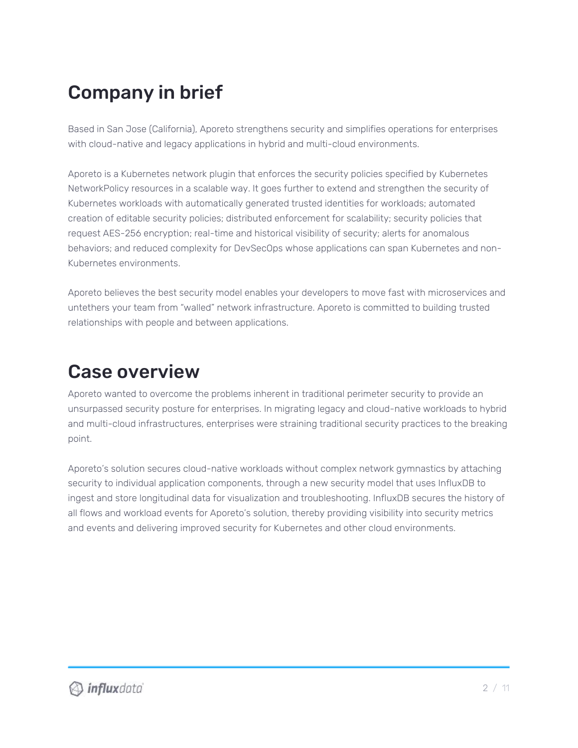## Company in brief

Based in San Jose (California), Aporeto strengthens security and simplifies operations for enterprises with cloud-native and legacy applications in hybrid and multi-cloud environments.

Aporeto is a Kubernetes network plugin that enforces the security policies specified by Kubernetes NetworkPolicy resources in a scalable way. It goes further to extend and strengthen the security of Kubernetes workloads with automatically generated trusted identities for workloads; automated creation of editable security policies; distributed enforcement for scalability; security policies that request AES-256 encryption; real-time and historical visibility of security; alerts for anomalous behaviors; and reduced complexity for DevSecOps whose applications can span Kubernetes and non-Kubernetes environments.

Aporeto believes the best security model enables your developers to move fast with microservices and untethers your team from "walled" network infrastructure. Aporeto is committed to building trusted relationships with people and between applications.

## Case overview

Aporeto wanted to overcome the problems inherent in traditional perimeter security to provide an unsurpassed security posture for enterprises. In migrating legacy and cloud-native workloads to hybrid and multi-cloud infrastructures, enterprises were straining traditional security practices to the breaking point.

Aporeto's solution secures cloud-native workloads without complex network gymnastics by attaching security to individual application components, through a new security model that uses InfluxDB to ingest and store longitudinal data for visualization and troubleshooting. InfluxDB secures the history of all flows and workload events for Aporeto's solution, thereby providing visibility into security metrics and events and delivering improved security for Kubernetes and other cloud environments.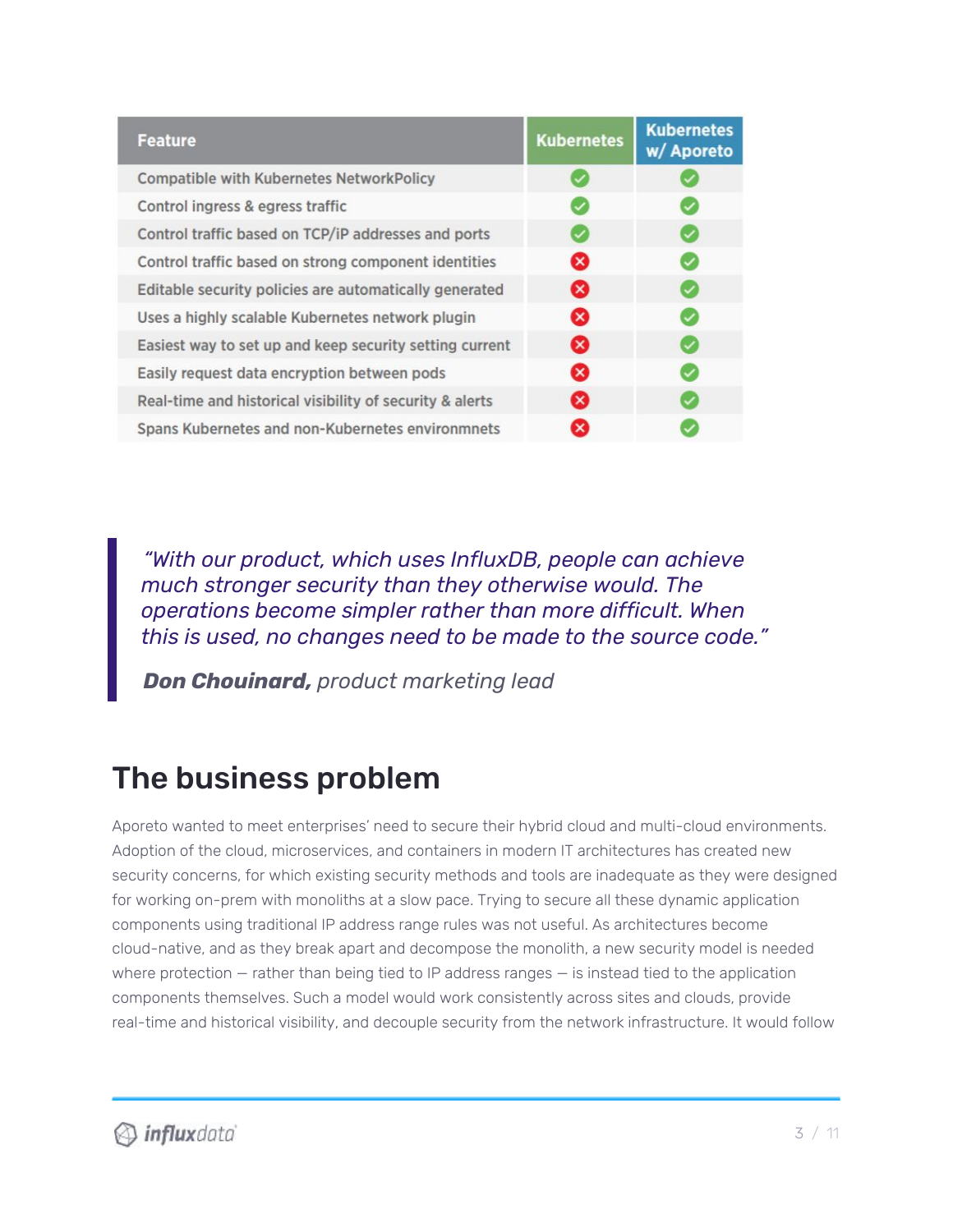| Feature | Kubernetes | Kubernetes w/ Aporeto |
|---|---|---|
| Compatible with Kubernetes NetworkPolicy | ✓ | ✓ |
| Control ingress & egress traffic | ✓ | ✓ |
| Control traffic based on TCP/iP addresses and ports | ✓ | ✓ |
| Control traffic based on strong component identities | ✗ | ✓ |
| Editable security policies are automatically generated | ✗ | ✓ |
| Uses a highly scalable Kubernetes network plugin | ✗ | ✓ |
| Easiest way to set up and keep security setting current | ✗ | ✓ |
| Easily request data encryption between pods | ✗ | ✓ |
| Real-time and historical visibility of security & alerts | ✗ | ✓ |
| Spans Kubernetes and non-Kubernetes environmnets | ✗ | ✓ |

> *"With our product, which uses InfluxDB, people can achieve much stronger security than they otherwise would. The operations become simpler rather than more difficult. When this is used, no changes need to be made to the source code."*
>
> ***Don Chouinard,*** *product marketing lead*

## The business problem

Aporeto wanted to meet enterprises' need to secure their hybrid cloud and multi-cloud environments. Adoption of the cloud, microservices, and containers in modern IT architectures has created new security concerns, for which existing security methods and tools are inadequate as they were designed for working on-prem with monoliths at a slow pace. Trying to secure all these dynamic application components using traditional IP address range rules was not useful. As architectures become cloud-native, and as they break apart and decompose the monolith, a new security model is needed where protection — rather than being tied to IP address ranges — is instead tied to the application components themselves. Such a model would work consistently across sites and clouds, provide real-time and historical visibility, and decouple security from the network infrastructure. It would follow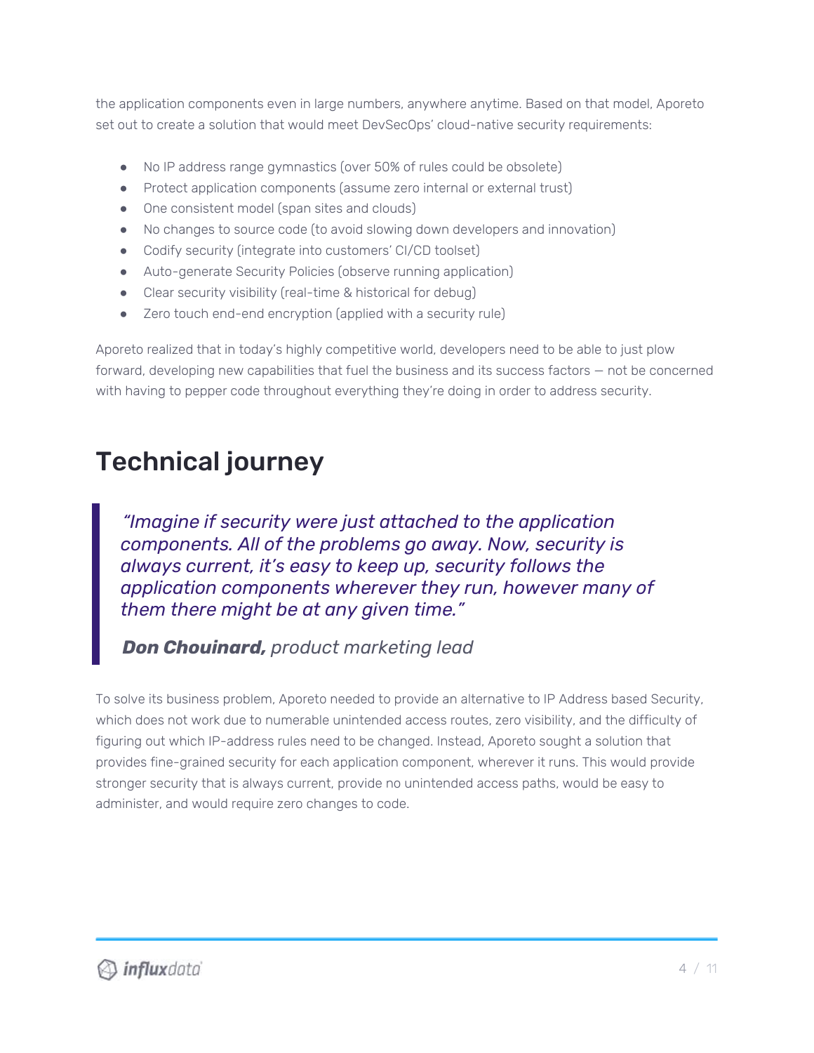the application components even in large numbers, anywhere anytime. Based on that model, Aporeto set out to create a solution that would meet DevSecOps' cloud-native security requirements:

- No IP address range gymnastics (over 50% of rules could be obsolete)
- Protect application components (assume zero internal or external trust)
- One consistent model (span sites and clouds)
- No changes to source code (to avoid slowing down developers and innovation)
- Codify security (integrate into customers' CI/CD toolset)
- Auto-generate Security Policies (observe running application)
- Clear security visibility (real-time & historical for debug)
- Zero touch end-end encryption (applied with a security rule)

Aporeto realized that in today's highly competitive world, developers need to be able to just plow forward, developing new capabilities that fuel the business and its success factors — not be concerned with having to pepper code throughout everything they're doing in order to address security.

## Technical journey

> *"Imagine if security were just attached to the application components. All of the problems go away. Now, security is always current, it's easy to keep up, security follows the application components wherever they run, however many of them there might be at any given time."*
>
> ***Don Chouinard,*** *product marketing lead*

To solve its business problem, Aporeto needed to provide an alternative to IP Address based Security, which does not work due to numerable unintended access routes, zero visibility, and the difficulty of figuring out which IP-address rules need to be changed. Instead, Aporeto sought a solution that provides fine-grained security for each application component, wherever it runs. This would provide stronger security that is always current, provide no unintended access paths, would be easy to administer, and would require zero changes to code.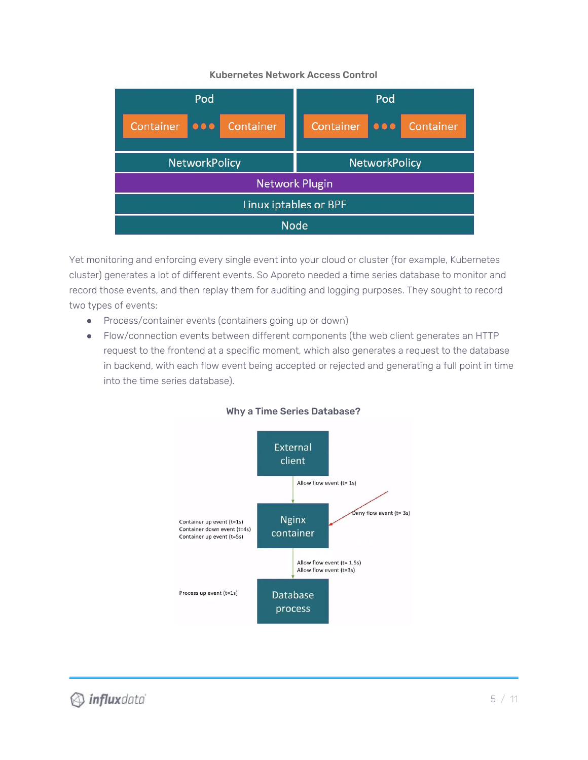**Kubernetes Network Access Control**

Pod

Container ●●● Container

Pod

Container ●●● Container

NetworkPolicy

NetworkPolicy

Network Plugin

Linux iptables or BPF

Node

Yet monitoring and enforcing every single event into your cloud or cluster (for example, Kubernetes cluster) generates a lot of different events. So Aporeto needed a time series database to monitor and record those events, and then replay them for auditing and logging purposes. They sought to record two types of events:

- Process/container events (containers going up or down)
- Flow/connection events between different components (the web client generates an HTTP request to the frontend at a specific moment, which also generates a request to the database in backend, with each flow event being accepted or rejected and generating a full point in time into the time series database).

**Why a Time Series Database?**

External client

Allow flow event (t= 1s)

Deny flow event (t= 3s)

Container up event (t=1s)
Container down event (t=4s)
Container up event (t=5s)

Nginx container

Allow flow event (t= 1.5s)
Allow flow event (t=3s)

Process up event (t=1s)

Database process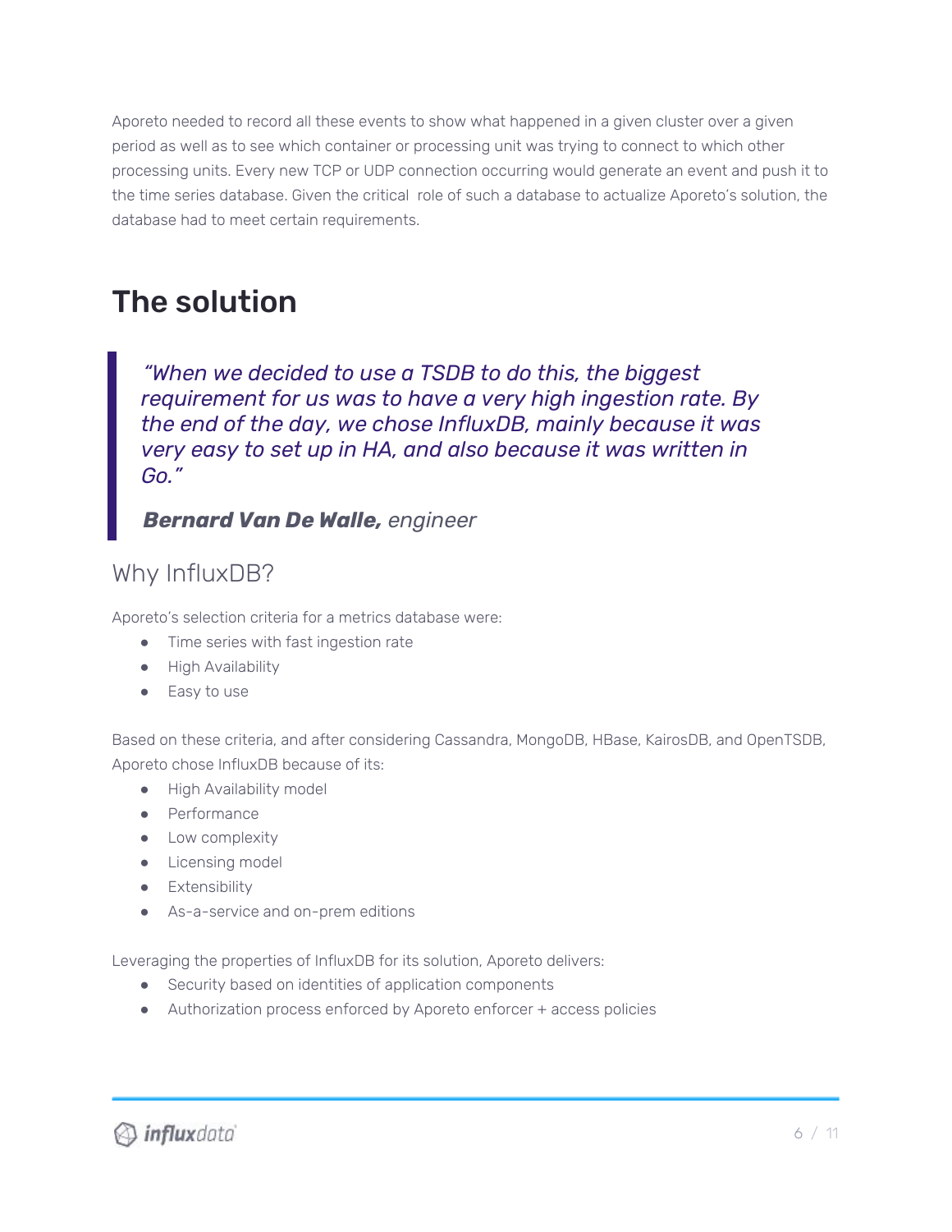Aporeto needed to record all these events to show what happened in a given cluster over a given period as well as to see which container or processing unit was trying to connect to which other processing units. Every new TCP or UDP connection occurring would generate an event and push it to the time series database. Given the critical role of such a database to actualize Aporeto's solution, the database had to meet certain requirements.

# The solution

> *"When we decided to use a TSDB to do this, the biggest requirement for us was to have a very high ingestion rate. By the end of the day, we chose InfluxDB, mainly because it was very easy to set up in HA, and also because it was written in Go."*
>
> ***Bernard Van De Walle,*** *engineer*

## Why InfluxDB?

Aporeto's selection criteria for a metrics database were:

- Time series with fast ingestion rate
- High Availability
- Easy to use

Based on these criteria, and after considering Cassandra, MongoDB, HBase, KairosDB, and OpenTSDB, Aporeto chose InfluxDB because of its:

- High Availability model
- Performance
- Low complexity
- Licensing model
- Extensibility
- As-a-service and on-prem editions

Leveraging the properties of InfluxDB for its solution, Aporeto delivers:

- Security based on identities of application components
- Authorization process enforced by Aporeto enforcer + access policies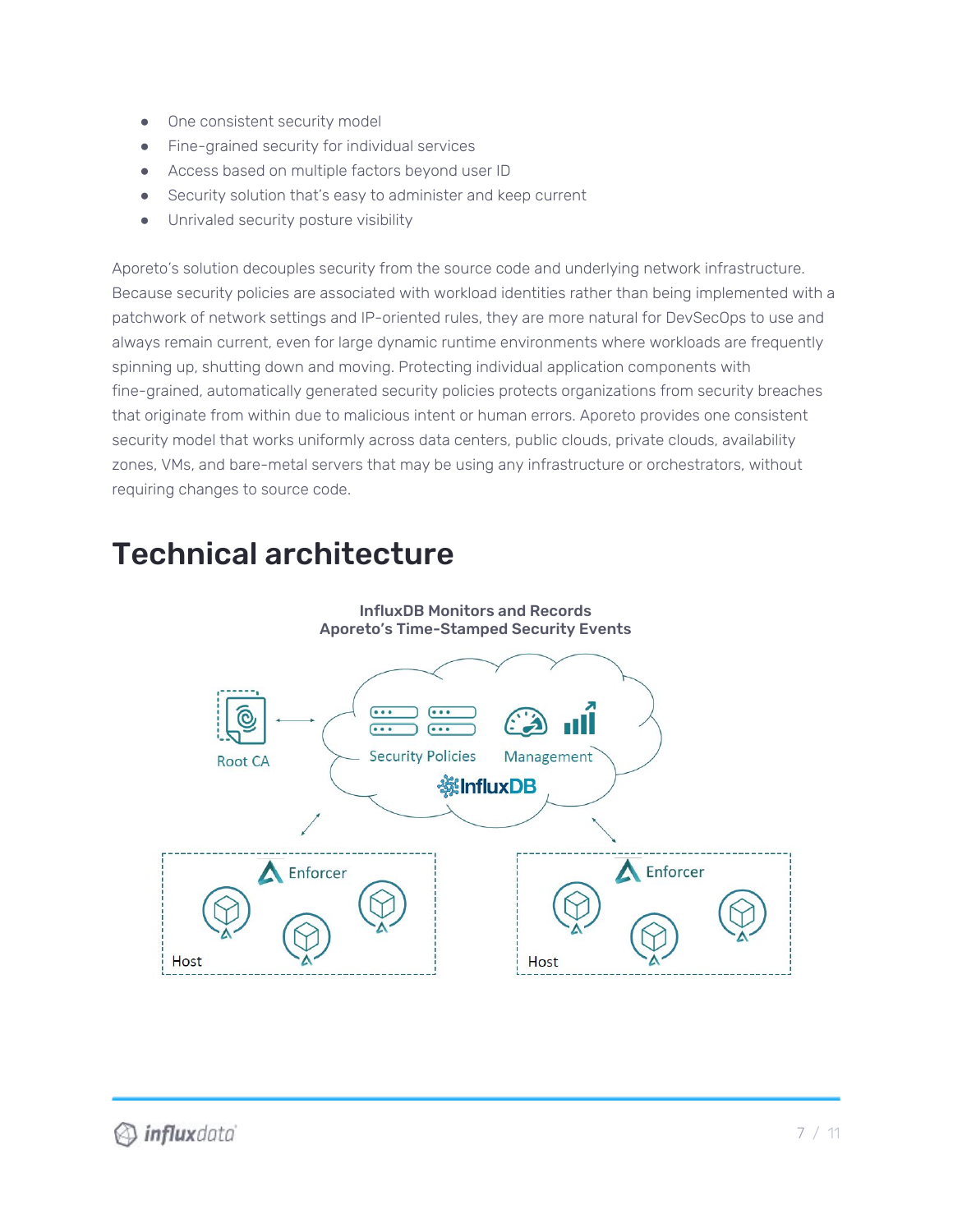- One consistent security model
- Fine-grained security for individual services
- Access based on multiple factors beyond user ID
- Security solution that's easy to administer and keep current
- Unrivaled security posture visibility

Aporeto's solution decouples security from the source code and underlying network infrastructure. Because security policies are associated with workload identities rather than being implemented with a patchwork of network settings and IP-oriented rules, they are more natural for DevSecOps to use and always remain current, even for large dynamic runtime environments where workloads are frequently spinning up, shutting down and moving. Protecting individual application components with fine-grained, automatically generated security policies protects organizations from security breaches that originate from within due to malicious intent or human errors. Aporeto provides one consistent security model that works uniformly across data centers, public clouds, private clouds, availability zones, VMs, and bare-metal servers that may be using any infrastructure or orchestrators, without requiring changes to source code.

# Technical architecture

**InfluxDB Monitors and Records Aporeto's Time-Stamped Security Events**

Root CA

Security Policies

Management

InfluxDB

Enforcer

Host

Enforcer

Host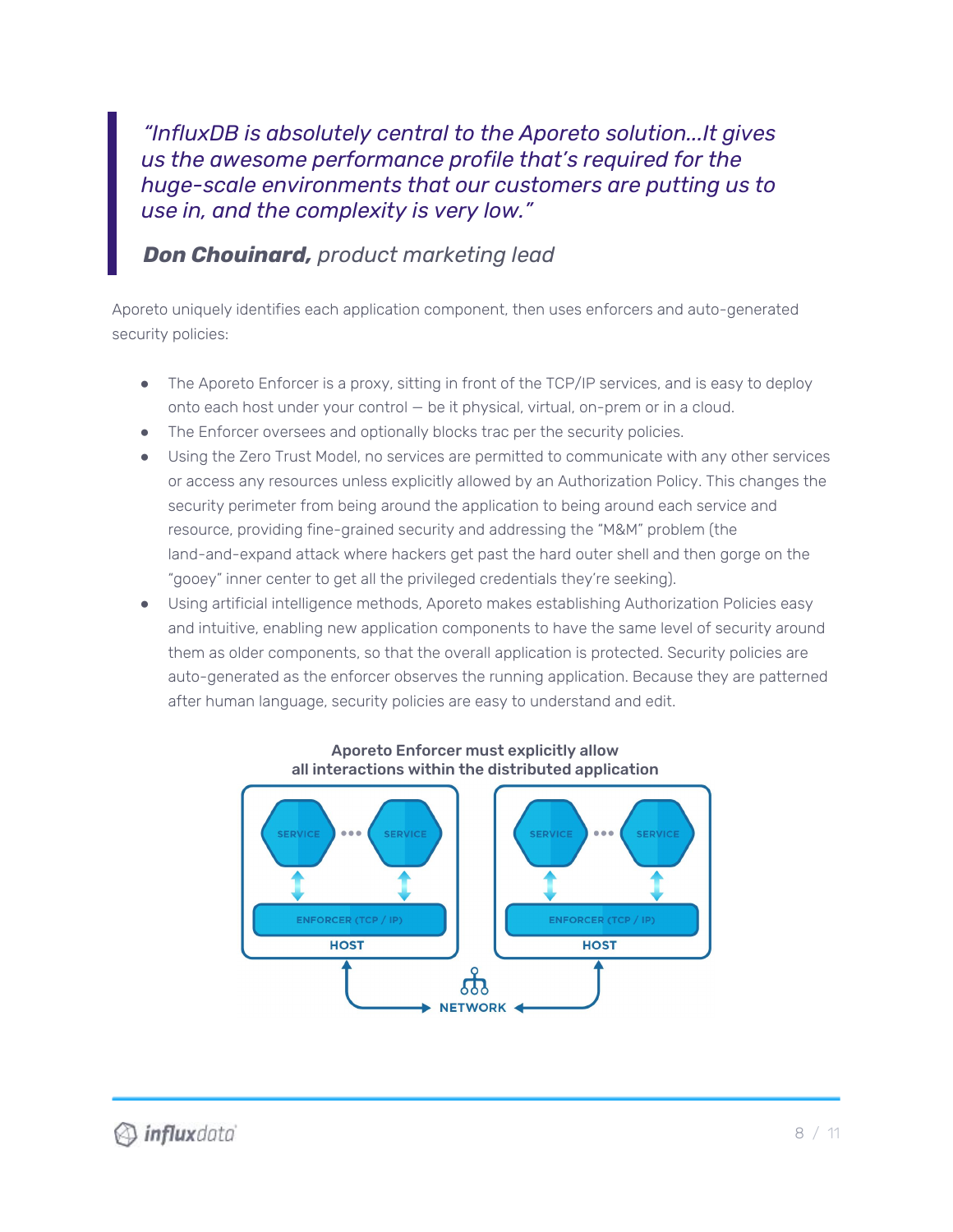> *"InfluxDB is absolutely central to the Aporeto solution...It gives us the awesome performance profile that's required for the huge-scale environments that our customers are putting us to use in, and the complexity is very low."*
>
> ***Don Chouinard,*** *product marketing lead*

Aporeto uniquely identifies each application component, then uses enforcers and auto-generated security policies:

- The Aporeto Enforcer is a proxy, sitting in front of the TCP/IP services, and is easy to deploy onto each host under your control — be it physical, virtual, on-prem or in a cloud.
- The Enforcer oversees and optionally blocks trac per the security policies.
- Using the Zero Trust Model, no services are permitted to communicate with any other services or access any resources unless explicitly allowed by an Authorization Policy. This changes the security perimeter from being around the application to being around each service and resource, providing fine-grained security and addressing the "M&M" problem (the land-and-expand attack where hackers get past the hard outer shell and then gorge on the "gooey" inner center to get all the privileged credentials they're seeking).
- Using artificial intelligence methods, Aporeto makes establishing Authorization Policies easy and intuitive, enabling new application components to have the same level of security around them as older components, so that the overall application is protected. Security policies are auto-generated as the enforcer observes the running application. Because they are patterned after human language, security policies are easy to understand and edit.

**Aporeto Enforcer must explicitly allow all interactions within the distributed application**

SERVICE ••• SERVICE | SERVICE ••• SERVICE

ENFORCER (TCP / IP) | ENFORCER (TCP / IP)

HOST | HOST

NETWORK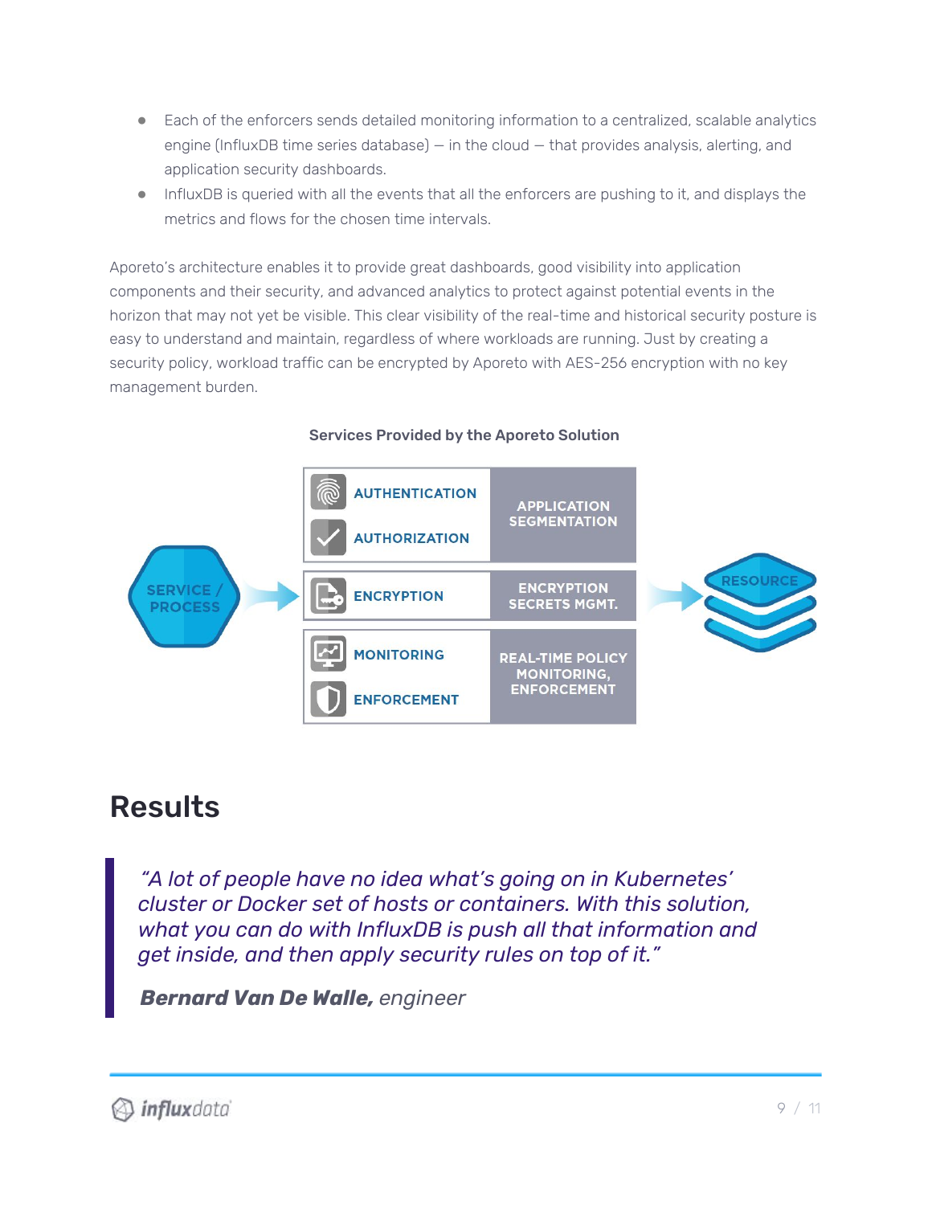- Each of the enforcers sends detailed monitoring information to a centralized, scalable analytics engine (InfluxDB time series database) — in the cloud — that provides analysis, alerting, and application security dashboards.
- InfluxDB is queried with all the events that all the enforcers are pushing to it, and displays the metrics and flows for the chosen time intervals.

Aporeto's architecture enables it to provide great dashboards, good visibility into application components and their security, and advanced analytics to protect against potential events in the horizon that may not yet be visible. This clear visibility of the real-time and historical security posture is easy to understand and maintain, regardless of where workloads are running. Just by creating a security policy, workload traffic can be encrypted by Aporeto with AES-256 encryption with no key management burden.

**Services Provided by the Aporeto Solution**

SERVICE / PROCESS → 

| | |
|---|---|
| AUTHENTICATION, AUTHORIZATION | APPLICATION SEGMENTATION |
| ENCRYPTION | ENCRYPTION SECRETS MGMT. |
| MONITORING, ENFORCEMENT | REAL-TIME POLICY MONITORING, ENFORCEMENT |

→ RESOURCE

## Results

> *"A lot of people have no idea what's going on in Kubernetes' cluster or Docker set of hosts or containers. With this solution, what you can do with InfluxDB is push all that information and get inside, and then apply security rules on top of it."*
>
> ***Bernard Van De Walle,*** *engineer*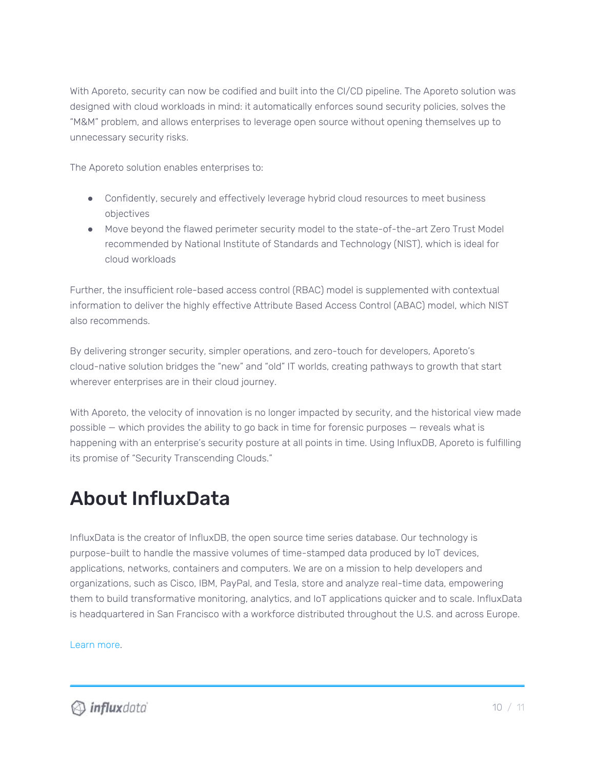With Aporeto, security can now be codified and built into the CI/CD pipeline. The Aporeto solution was designed with cloud workloads in mind: it automatically enforces sound security policies, solves the "M&M" problem, and allows enterprises to leverage open source without opening themselves up to unnecessary security risks.

The Aporeto solution enables enterprises to:

- Confidently, securely and effectively leverage hybrid cloud resources to meet business objectives
- Move beyond the flawed perimeter security model to the state-of-the-art Zero Trust Model recommended by National Institute of Standards and Technology (NIST), which is ideal for cloud workloads

Further, the insufficient role-based access control (RBAC) model is supplemented with contextual information to deliver the highly effective Attribute Based Access Control (ABAC) model, which NIST also recommends.

By delivering stronger security, simpler operations, and zero-touch for developers, Aporeto's cloud-native solution bridges the "new" and "old" IT worlds, creating pathways to growth that start wherever enterprises are in their cloud journey.

With Aporeto, the velocity of innovation is no longer impacted by security, and the historical view made possible — which provides the ability to go back in time for forensic purposes — reveals what is happening with an enterprise's security posture at all points in time. Using InfluxDB, Aporeto is fulfilling its promise of "Security Transcending Clouds."

# About InfluxData

InfluxData is the creator of InfluxDB, the open source time series database. Our technology is purpose-built to handle the massive volumes of time-stamped data produced by IoT devices, applications, networks, containers and computers. We are on a mission to help developers and organizations, such as Cisco, IBM, PayPal, and Tesla, store and analyze real-time data, empowering them to build transformative monitoring, analytics, and IoT applications quicker and to scale. InfluxData is headquartered in San Francisco with a workforce distributed throughout the U.S. and across Europe.

Learn more.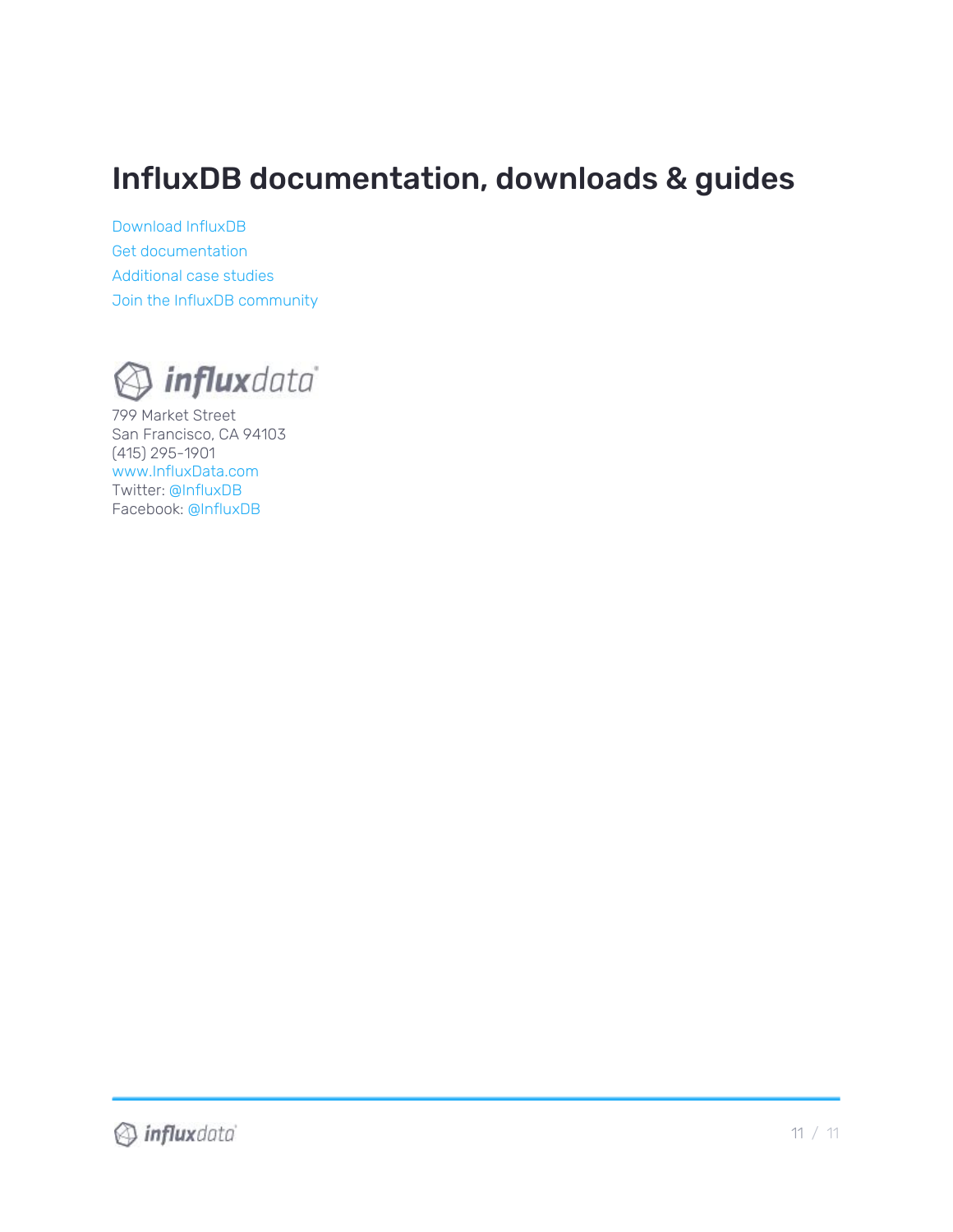# InfluxDB documentation, downloads & guides

Download InfluxDB
Get documentation
Additional case studies
Join the InfluxDB community

799 Market Street
San Francisco, CA 94103
(415) 295-1901
www.InfluxData.com
Twitter: @InfluxDB
Facebook: @InfluxDB